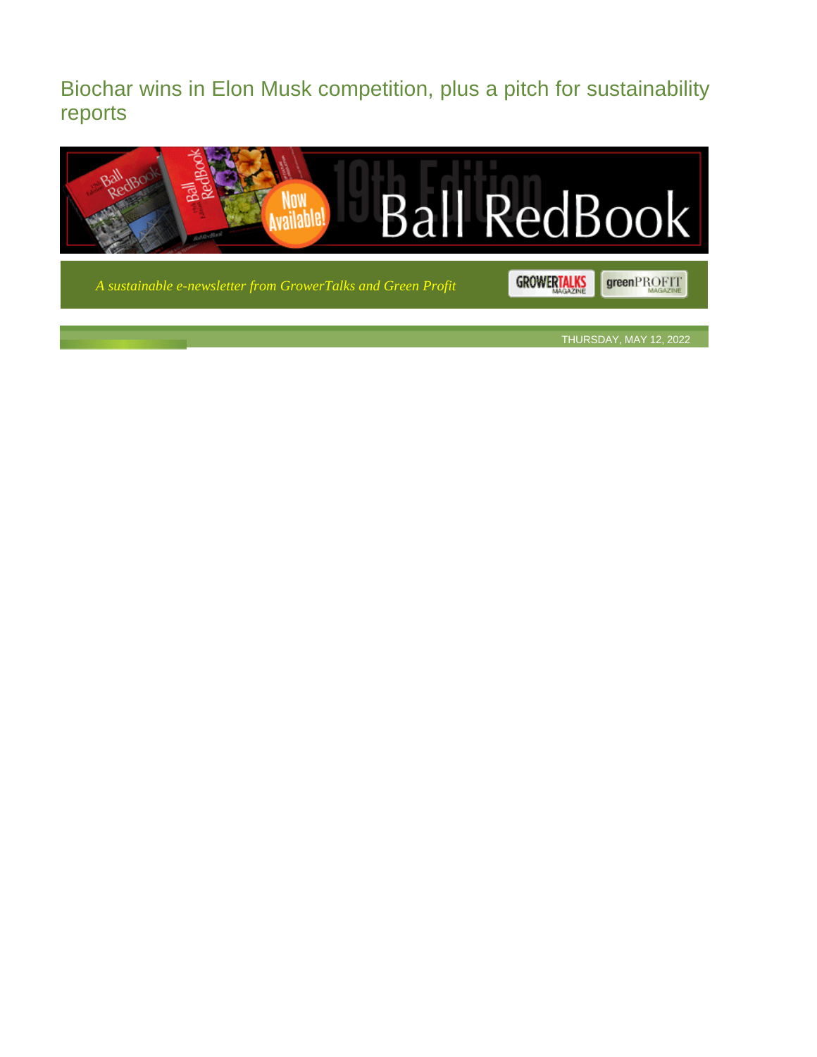# Biochar wins in Elon Musk competition, plus a pitch for sustainability reports

*A sustainable e-newsletter from GrowerTalks and Green Profit*

THURSDAY, MAY 12, 2022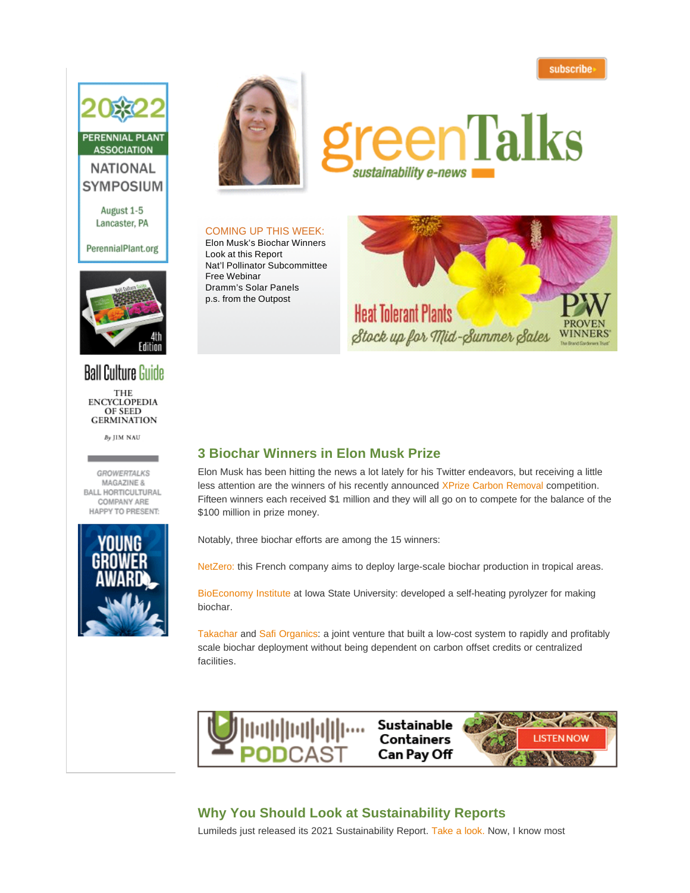subscribe

greenTalks
*sustainability e-news*

COMING UP THIS WEEK:
Elon Musk's Biochar Winners
Look at this Report
Nat'l Pollinator Subcommittee
Free Webinar
Dramm's Solar Panels
p.s. from the Outpost

## 3 Biochar Winners in Elon Musk Prize

Elon Musk has been hitting the news a lot lately for his Twitter endeavors, but receiving a little less attention are the winners of his recently announced XPrize Carbon Removal competition. Fifteen winners each received $1 million and they will all go on to compete for the balance of the $100 million in prize money.

Notably, three biochar efforts are among the 15 winners:

NetZero: this French company aims to deploy large-scale biochar production in tropical areas.

BioEconomy Institute at Iowa State University: developed a self-heating pyrolyzer for making biochar.

Takachar and Safi Organics: a joint venture that built a low-cost system to rapidly and profitably scale biochar deployment without being dependent on carbon offset credits or centralized facilities.

## Why You Should Look at Sustainability Reports

Lumileds just released its 2021 Sustainability Report. Take a look. Now, I know most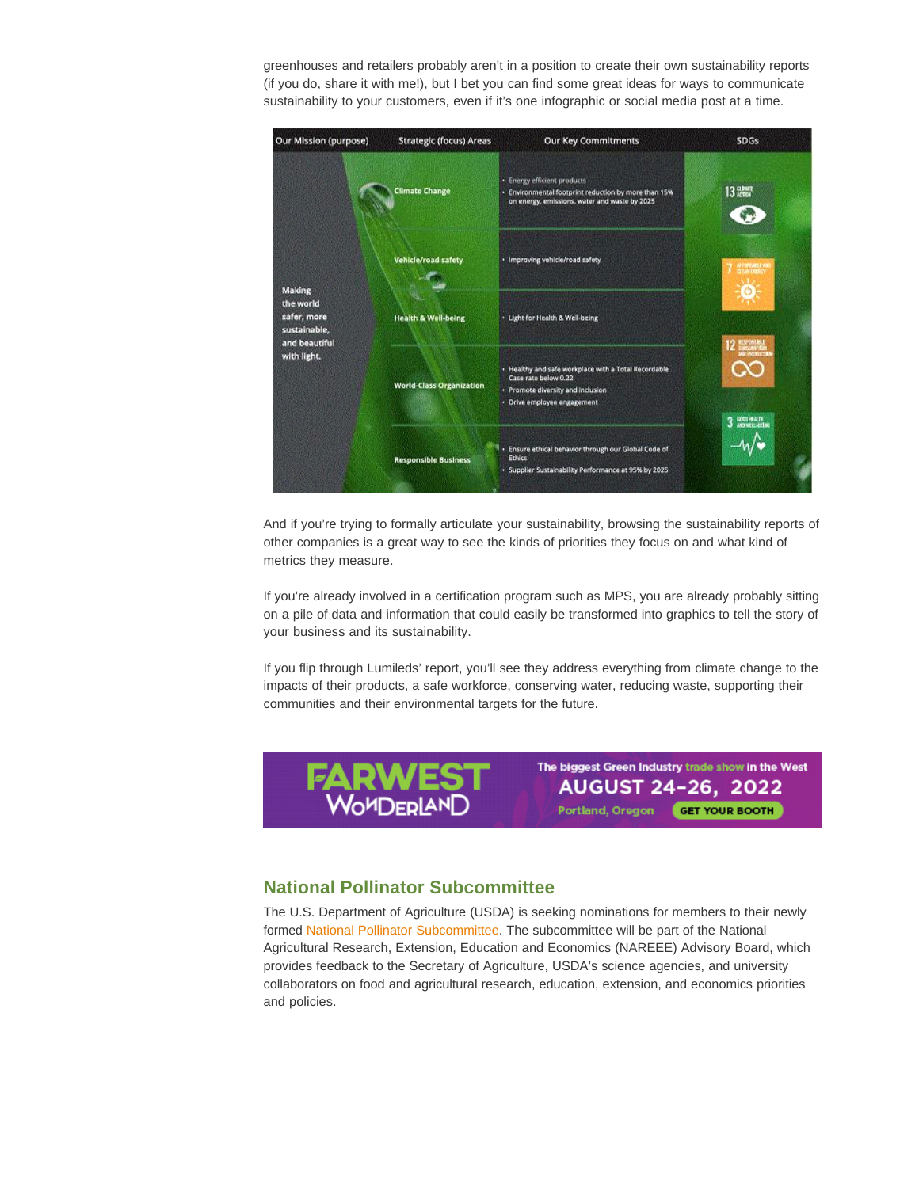greenhouses and retailers probably aren't in a position to create their own sustainability reports (if you do, share it with me!), but I bet you can find some great ideas for ways to communicate sustainability to your customers, even if it's one infographic or social media post at a time.

| Our Mission (purpose) | Strategic (focus) Areas | Our Key Commitments | SDGs |
|---|---|---|---|
| Making the world safer, more sustainable, and beautiful with light. | Climate Change | • Energy efficient products<br>• Environmental footprint reduction by more than 15% on energy, emissions, water and waste by 2025 | 13 Climate Action |
| | Vehicle/road safety | • Improving vehicle/road safety | 7 Affordable and Clean Energy |
| | Health & Well-being | • Light for Health & Well-being | 12 Responsible Consumption and Production |
| | World-Class Organization | • Healthy and safe workplace with a Total Recordable Case rate below 0.22<br>• Promote diversity and inclusion<br>• Drive employee engagement | 3 Good Health and Well-Being |
| | Responsible Business | • Ensure ethical behavior through our Global Code of Ethics<br>• Supplier Sustainability Performance at 95% by 2025 | |

And if you're trying to formally articulate your sustainability, browsing the sustainability reports of other companies is a great way to see the kinds of priorities they focus on and what kind of metrics they measure.

If you're already involved in a certification program such as MPS, you are already probably sitting on a pile of data and information that could easily be transformed into graphics to tell the story of your business and its sustainability.

If you flip through Lumileds' report, you'll see they address everything from climate change to the impacts of their products, a safe workforce, conserving water, reducing waste, supporting their communities and their environmental targets for the future.

FARWEST WONDERLAND — The biggest Green Industry trade show in the West — AUGUST 24–26, 2022 — Portland, Oregon — GET YOUR BOOTH

## National Pollinator Subcommittee

The U.S. Department of Agriculture (USDA) is seeking nominations for members to their newly formed National Pollinator Subcommittee. The subcommittee will be part of the National Agricultural Research, Extension, Education and Economics (NAREEE) Advisory Board, which provides feedback to the Secretary of Agriculture, USDA's science agencies, and university collaborators on food and agricultural research, education, extension, and economics priorities and policies.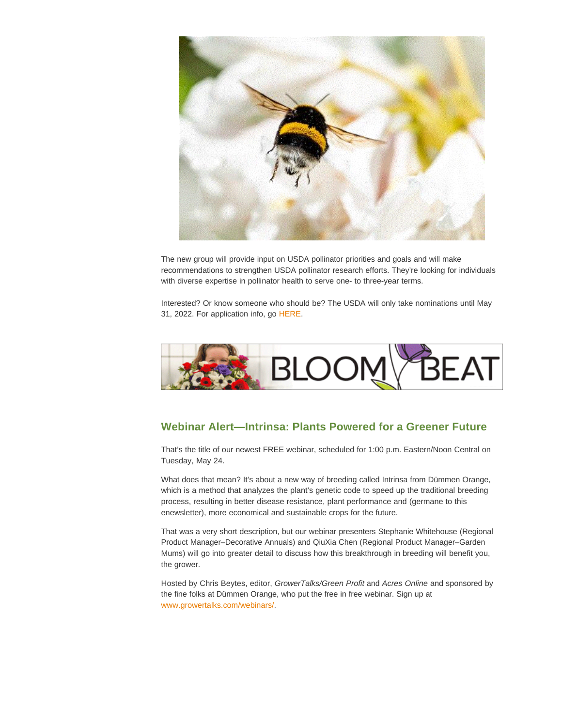The new group will provide input on USDA pollinator priorities and goals and will make recommendations to strengthen USDA pollinator research efforts. They're looking for individuals with diverse expertise in pollinator health to serve one- to three-year terms.

Interested? Or know someone who should be? The USDA will only take nominations until May 31, 2022. For application info, go HERE.

## Webinar Alert—Intrinsa: Plants Powered for a Greener Future

That's the title of our newest FREE webinar, scheduled for 1:00 p.m. Eastern/Noon Central on Tuesday, May 24.

What does that mean? It's about a new way of breeding called Intrinsa from Dümmen Orange, which is a method that analyzes the plant's genetic code to speed up the traditional breeding process, resulting in better disease resistance, plant performance and (germane to this enewsletter), more economical and sustainable crops for the future.

That was a very short description, but our webinar presenters Stephanie Whitehouse (Regional Product Manager–Decorative Annuals) and QiuXia Chen (Regional Product Manager–Garden Mums) will go into greater detail to discuss how this breakthrough in breeding will benefit you, the grower.

Hosted by Chris Beytes, editor, *GrowerTalks/Green Profit* and *Acres Online* and sponsored by the fine folks at Dümmen Orange, who put the free in free webinar. Sign up at www.growertalks.com/webinars/.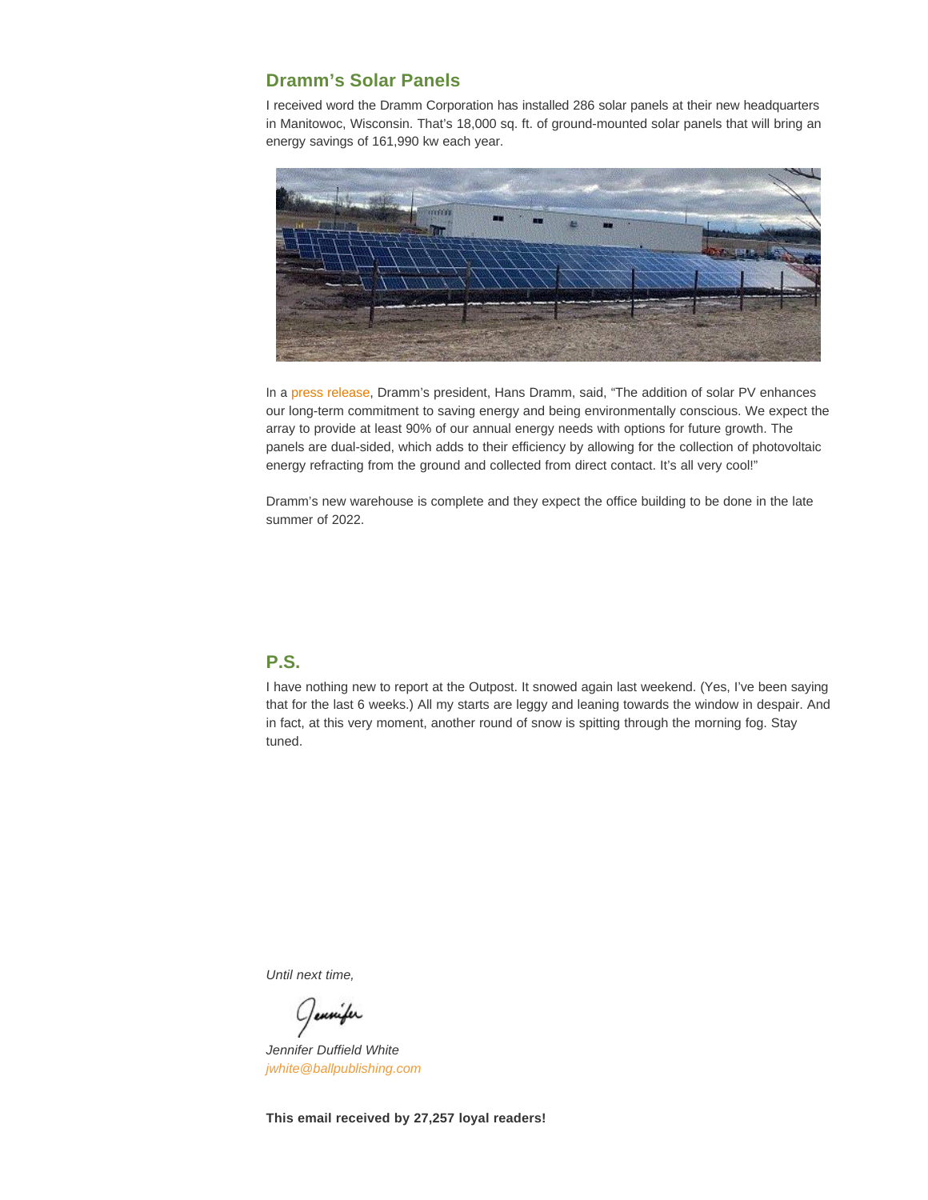## Dramm’s Solar Panels

I received word the Dramm Corporation has installed 286 solar panels at their new headquarters in Manitowoc, Wisconsin. That’s 18,000 sq. ft. of ground-mounted solar panels that will bring an energy savings of 161,990 kw each year.

In a press release, Dramm’s president, Hans Dramm, said, “The addition of solar PV enhances our long-term commitment to saving energy and being environmentally conscious. We expect the array to provide at least 90% of our annual energy needs with options for future growth. The panels are dual-sided, which adds to their efficiency by allowing for the collection of photovoltaic energy refracting from the ground and collected from direct contact. It’s all very cool!”

Dramm’s new warehouse is complete and they expect the office building to be done in the late summer of 2022.

## P.S.

I have nothing new to report at the Outpost. It snowed again last weekend. (Yes, I’ve been saying that for the last 6 weeks.) All my starts are leggy and leaning towards the window in despair. And in fact, at this very moment, another round of snow is spitting through the morning fog. Stay tuned.

*Until next time,*

*Jennifer Duffield White*
*jwhite@ballpublishing.com*

**This email received by 27,257 loyal readers!**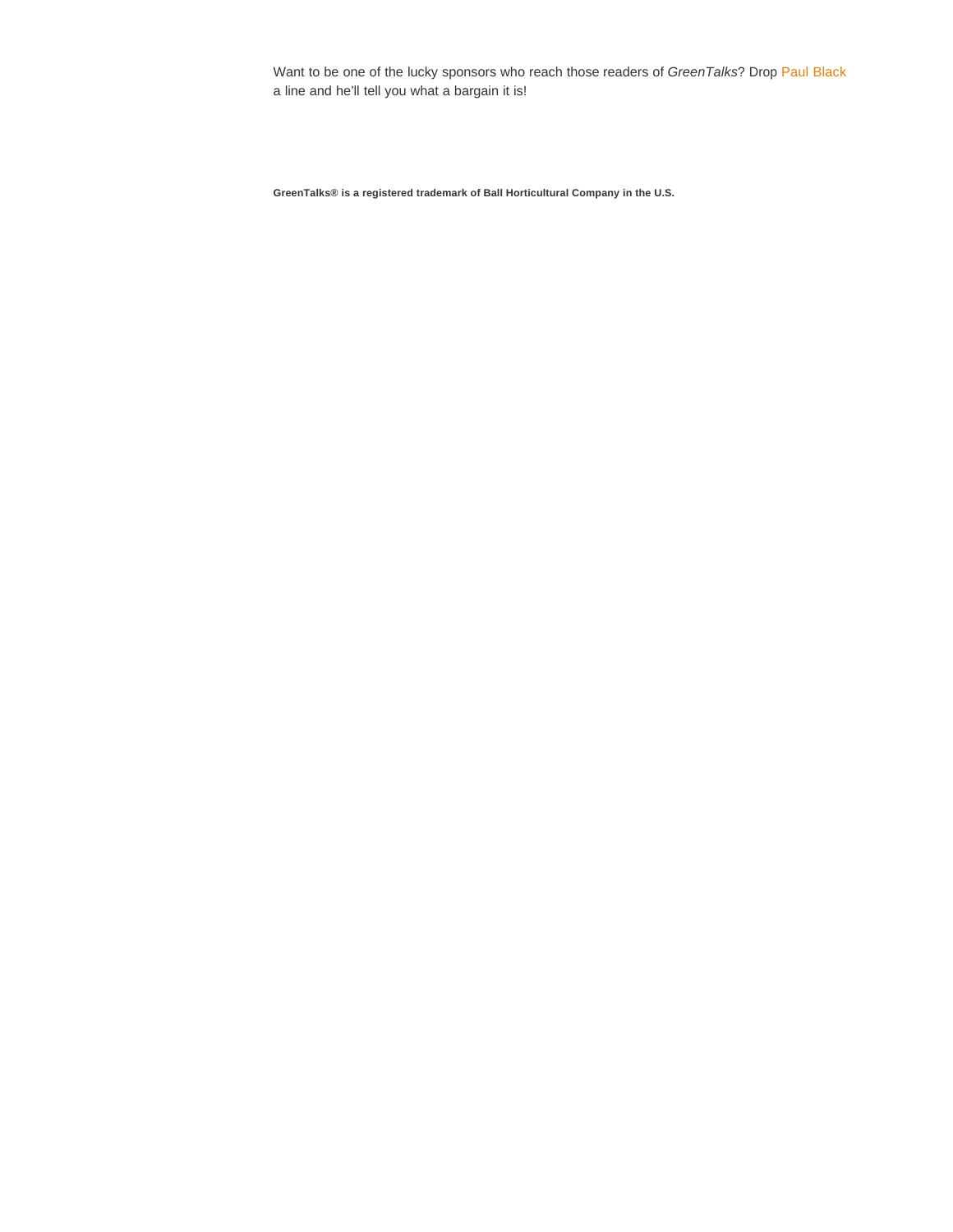Want to be one of the lucky sponsors who reach those readers of *GreenTalks*? Drop Paul Black a line and he'll tell you what a bargain it is!

**GreenTalks® is a registered trademark of Ball Horticultural Company in the U.S.**